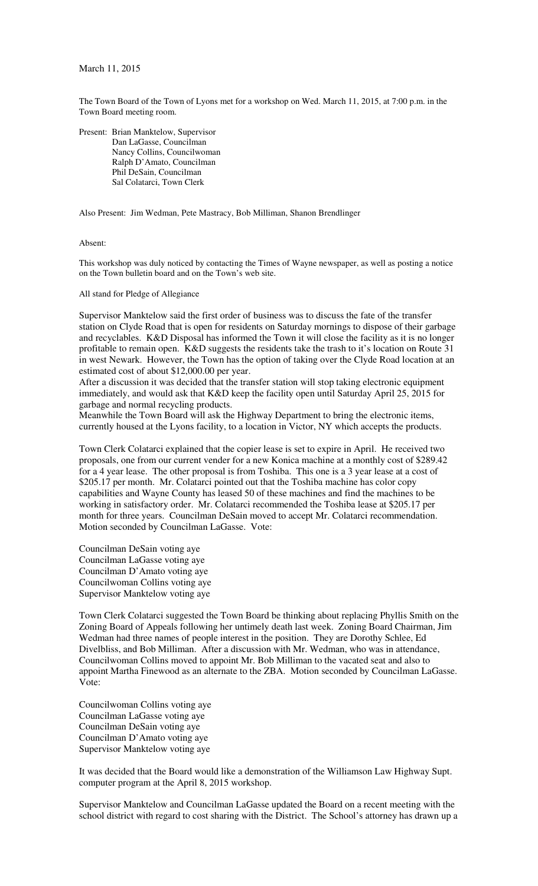March 11, 2015

The Town Board of the Town of Lyons met for a workshop on Wed. March 11, 2015, at 7:00 p.m. in the Town Board meeting room.

Present: Brian Manktelow, Supervisor
Dan LaGasse, Councilman
Nancy Collins, Councilwoman
Ralph D'Amato, Councilman
Phil DeSain, Councilman
Sal Colatarci, Town Clerk

Also Present: Jim Wedman, Pete Mastracy, Bob Milliman, Shanon Brendlinger

Absent:

This workshop was duly noticed by contacting the Times of Wayne newspaper, as well as posting a notice on the Town bulletin board and on the Town's web site.

All stand for Pledge of Allegiance

Supervisor Manktelow said the first order of business was to discuss the fate of the transfer station on Clyde Road that is open for residents on Saturday mornings to dispose of their garbage and recyclables. K&D Disposal has informed the Town it will close the facility as it is no longer profitable to remain open. K&D suggests the residents take the trash to it's location on Route 31 in west Newark. However, the Town has the option of taking over the Clyde Road location at an estimated cost of about $12,000.00 per year.
After a discussion it was decided that the transfer station will stop taking electronic equipment immediately, and would ask that K&D keep the facility open until Saturday April 25, 2015 for garbage and normal recycling products.
Meanwhile the Town Board will ask the Highway Department to bring the electronic items, currently housed at the Lyons facility, to a location in Victor, NY which accepts the products.

Town Clerk Colatarci explained that the copier lease is set to expire in April. He received two proposals, one from our current vender for a new Konica machine at a monthly cost of $289.42 for a 4 year lease. The other proposal is from Toshiba. This one is a 3 year lease at a cost of $205.17 per month. Mr. Colatarci pointed out that the Toshiba machine has color copy capabilities and Wayne County has leased 50 of these machines and find the machines to be working in satisfactory order. Mr. Colatarci recommended the Toshiba lease at $205.17 per month for three years. Councilman DeSain moved to accept Mr. Colatarci recommendation. Motion seconded by Councilman LaGasse. Vote:

Councilman DeSain voting aye
Councilman LaGasse voting aye
Councilman D'Amato voting aye
Councilwoman Collins voting aye
Supervisor Manktelow voting aye

Town Clerk Colatarci suggested the Town Board be thinking about replacing Phyllis Smith on the Zoning Board of Appeals following her untimely death last week. Zoning Board Chairman, Jim Wedman had three names of people interest in the position. They are Dorothy Schlee, Ed Divelbliss, and Bob Milliman. After a discussion with Mr. Wedman, who was in attendance, Councilwoman Collins moved to appoint Mr. Bob Milliman to the vacated seat and also to appoint Martha Finewood as an alternate to the ZBA. Motion seconded by Councilman LaGasse. Vote:

Councilwoman Collins voting aye
Councilman LaGasse voting aye
Councilman DeSain voting aye
Councilman D'Amato voting aye
Supervisor Manktelow voting aye

It was decided that the Board would like a demonstration of the Williamson Law Highway Supt. computer program at the April 8, 2015 workshop.

Supervisor Manktelow and Councilman LaGasse updated the Board on a recent meeting with the school district with regard to cost sharing with the District. The School's attorney has drawn up a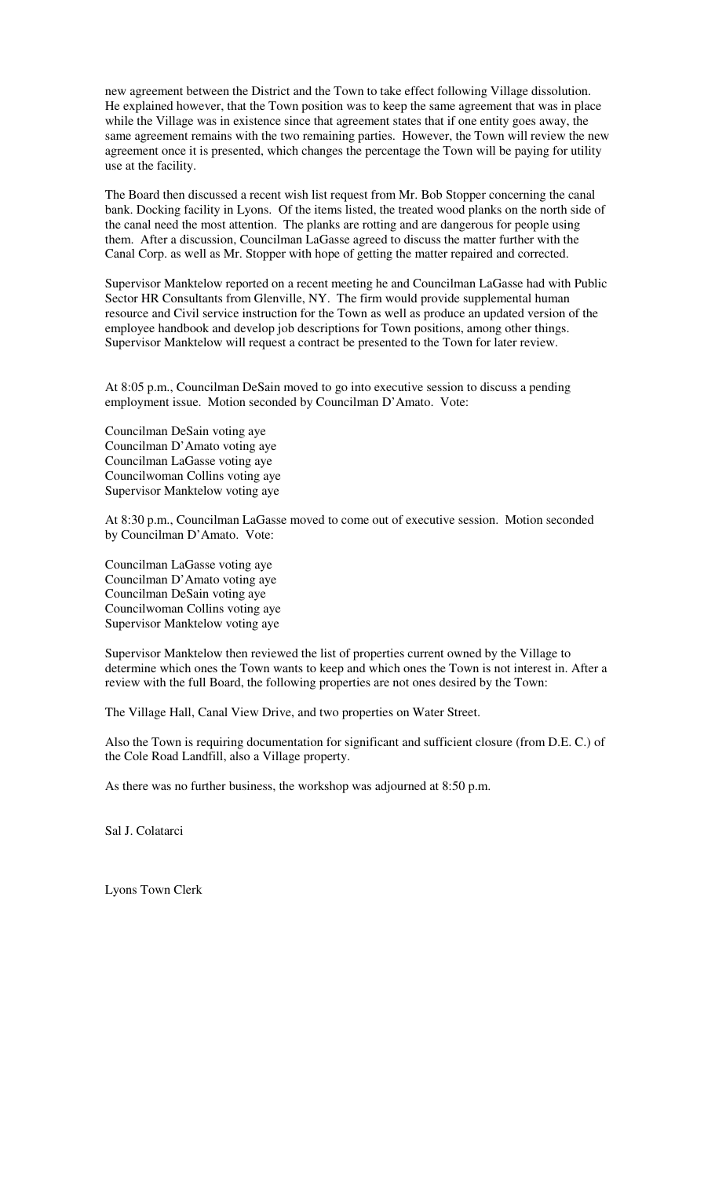new agreement between the District and the Town to take effect following Village dissolution. He explained however, that the Town position was to keep the same agreement that was in place while the Village was in existence since that agreement states that if one entity goes away, the same agreement remains with the two remaining parties. However, the Town will review the new agreement once it is presented, which changes the percentage the Town will be paying for utility use at the facility.

The Board then discussed a recent wish list request from Mr. Bob Stopper concerning the canal bank. Docking facility in Lyons. Of the items listed, the treated wood planks on the north side of the canal need the most attention. The planks are rotting and are dangerous for people using them. After a discussion, Councilman LaGasse agreed to discuss the matter further with the Canal Corp. as well as Mr. Stopper with hope of getting the matter repaired and corrected.

Supervisor Manktelow reported on a recent meeting he and Councilman LaGasse had with Public Sector HR Consultants from Glenville, NY. The firm would provide supplemental human resource and Civil service instruction for the Town as well as produce an updated version of the employee handbook and develop job descriptions for Town positions, among other things. Supervisor Manktelow will request a contract be presented to the Town for later review.

At 8:05 p.m., Councilman DeSain moved to go into executive session to discuss a pending employment issue. Motion seconded by Councilman D'Amato. Vote:

Councilman DeSain voting aye
Councilman D'Amato voting aye
Councilman LaGasse voting aye
Councilwoman Collins voting aye
Supervisor Manktelow voting aye

At 8:30 p.m., Councilman LaGasse moved to come out of executive session. Motion seconded by Councilman D'Amato. Vote:

Councilman LaGasse voting aye
Councilman D'Amato voting aye
Councilman DeSain voting aye
Councilwoman Collins voting aye
Supervisor Manktelow voting aye

Supervisor Manktelow then reviewed the list of properties current owned by the Village to determine which ones the Town wants to keep and which ones the Town is not interest in. After a review with the full Board, the following properties are not ones desired by the Town:

The Village Hall, Canal View Drive, and two properties on Water Street.

Also the Town is requiring documentation for significant and sufficient closure (from D.E. C.) of the Cole Road Landfill, also a Village property.

As there was no further business, the workshop was adjourned at 8:50 p.m.

Sal J. Colatarci

Lyons Town Clerk